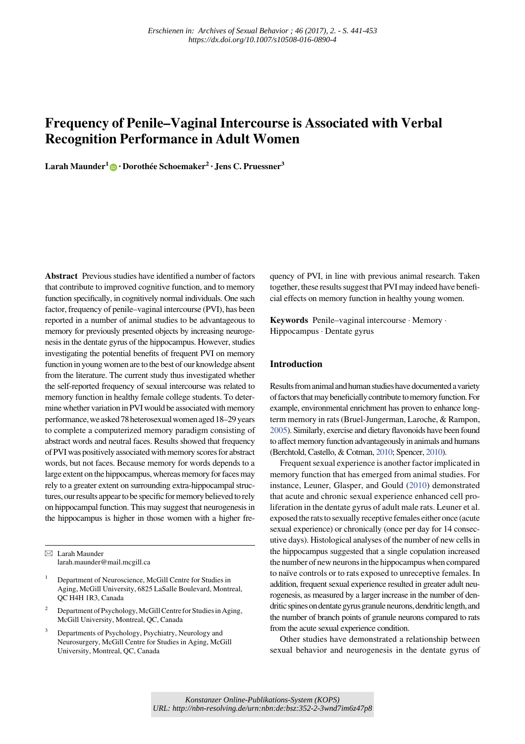Erschienen in: Archives of Sexual Behavior ; 46 (2017), 2. - S. 441-453
https://dx.doi.org/10.1007/s10508-016-0890-4

# Frequency of Penile–Vaginal Intercourse is Associated with Verbal Recognition Performance in Adult Women

**Larah Maunder[1] · Dorothée Schoemaker[2] · Jens C. Pruessner[3]**

**Abstract** Previous studies have identified a number of factors that contribute to improved cognitive function, and to memory function specifically, in cognitively normal individuals. One such factor, frequency of penile–vaginal intercourse (PVI), has been reported in a number of animal studies to be advantageous to memory for previously presented objects by increasing neurogenesis in the dentate gyrus of the hippocampus. However, studies investigating the potential benefits of frequent PVI on memory function in young women are to the best of our knowledge absent from the literature. The current study thus investigated whether the self-reported frequency of sexual intercourse was related to memory function in healthy female college students. To determine whether variation in PVI would be associated with memory performance, we asked 78 heterosexual women aged 18–29 years to complete a computerized memory paradigm consisting of abstract words and neutral faces. Results showed that frequency of PVI was positively associated with memory scores for abstract words, but not faces. Because memory for words depends to a large extent on the hippocampus, whereas memory for faces may rely to a greater extent on surrounding extra-hippocampal structures, our results appear to be specific for memory believed to rely on hippocampal function. This may suggest that neurogenesis in the hippocampus is higher in those women with a higher frequency of PVI, in line with previous animal research. Taken together, these results suggest that PVI may indeed have beneficial effects on memory function in healthy young women.

**Keywords** Penile–vaginal intercourse · Memory · Hippocampus · Dentate gyrus

✉ Larah Maunder
larah.maunder@mail.mcgill.ca

[1] Department of Neuroscience, McGill Centre for Studies in Aging, McGill University, 6825 LaSalle Boulevard, Montreal, QC H4H 1R3, Canada

[2] Department of Psychology, McGill Centre for Studies in Aging, McGill University, Montreal, QC, Canada

[3] Departments of Psychology, Psychiatry, Neurology and Neurosurgery, McGill Centre for Studies in Aging, McGill University, Montreal, QC, Canada

## Introduction

Results from animal and human studies have documented a variety of factors that may beneficially contribute to memory function. For example, environmental enrichment has proven to enhance long-term memory in rats (Bruel-Jungerman, Laroche, & Rampon, 2005). Similarly, exercise and dietary flavonoids have been found to affect memory function advantageously in animals and humans (Berchtold, Castello, & Cotman, 2010; Spencer, 2010).

Frequent sexual experience is another factor implicated in memory function that has emerged from animal studies. For instance, Leuner, Glasper, and Gould (2010) demonstrated that acute and chronic sexual experience enhanced cell proliferation in the dentate gyrus of adult male rats. Leuner et al. exposed the rats to sexually receptive females either once (acute sexual experience) or chronically (once per day for 14 consecutive days). Histological analyses of the number of new cells in the hippocampus suggested that a single copulation increased the number of new neurons in the hippocampus when compared to naïve controls or to rats exposed to unreceptive females. In addition, frequent sexual experience resulted in greater adult neurogenesis, as measured by a larger increase in the number of dendritic spines on dentate gyrus granule neurons, dendritic length, and the number of branch points of granule neurons compared to rats from the acute sexual experience condition.

Other studies have demonstrated a relationship between sexual behavior and neurogenesis in the dentate gyrus of

Konstanzer Online-Publikations-System (KOPS)
URL: http://nbn-resolving.de/urn:nbn:de:bsz:352-2-3wnd7im6z47p8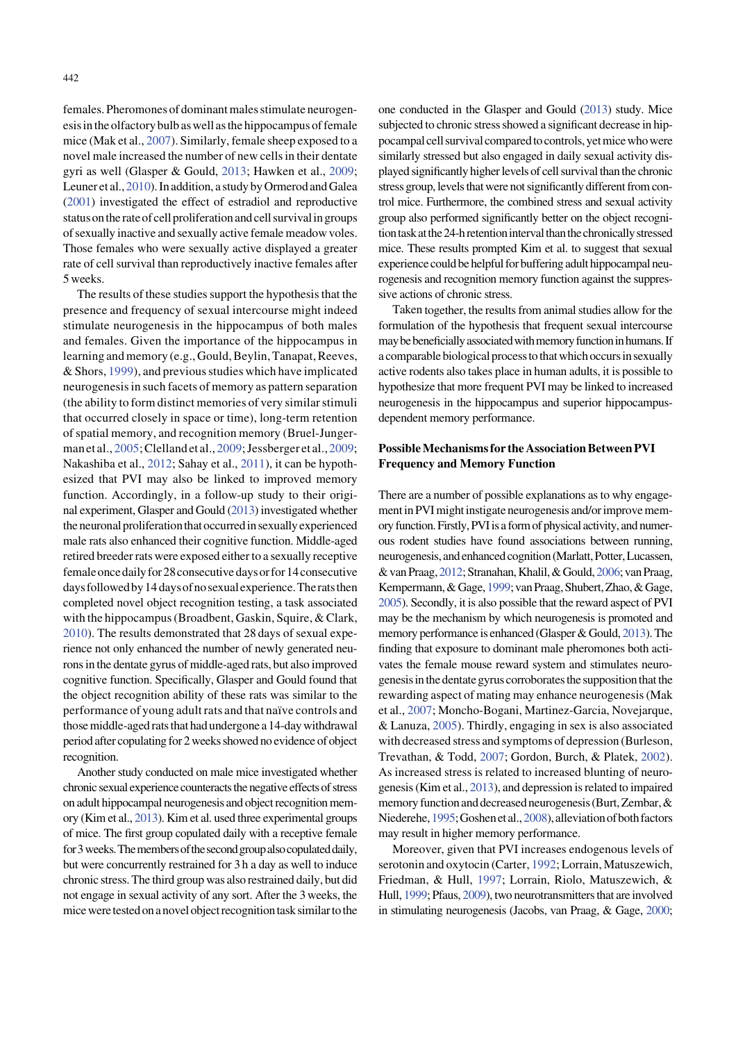females. Pheromones of dominant males stimulate neurogenesis in the olfactory bulb as well as the hippocampus of female mice (Mak et al., 2007). Similarly, female sheep exposed to a novel male increased the number of new cells in their dentate gyri as well (Glasper & Gould, 2013; Hawken et al., 2009; Leuner et al., 2010). In addition, a study by Ormerod and Galea (2001) investigated the effect of estradiol and reproductive status on the rate of cell proliferation and cell survival in groups of sexually inactive and sexually active female meadow voles. Those females who were sexually active displayed a greater rate of cell survival than reproductively inactive females after 5 weeks.

The results of these studies support the hypothesis that the presence and frequency of sexual intercourse might indeed stimulate neurogenesis in the hippocampus of both males and females. Given the importance of the hippocampus in learning and memory (e.g., Gould, Beylin, Tanapat, Reeves, & Shors, 1999), and previous studies which have implicated neurogenesis in such facets of memory as pattern separation (the ability to form distinct memories of very similar stimuli that occurred closely in space or time), long-term retention of spatial memory, and recognition memory (Bruel-Jungerman et al., 2005; Clelland et al., 2009; Jessberger et al., 2009; Nakashiba et al., 2012; Sahay et al., 2011), it can be hypothesized that PVI may also be linked to improved memory function. Accordingly, in a follow-up study to their original experiment, Glasper and Gould (2013) investigated whether the neuronal proliferation that occurred in sexually experienced male rats also enhanced their cognitive function. Middle-aged retired breeder rats were exposed either to a sexually receptive female once daily for 28 consecutive days or for 14 consecutive days followed by 14 days of no sexual experience. The rats then completed novel object recognition testing, a task associated with the hippocampus (Broadbent, Gaskin, Squire, & Clark, 2010). The results demonstrated that 28 days of sexual experience not only enhanced the number of newly generated neurons in the dentate gyrus of middle-aged rats, but also improved cognitive function. Specifically, Glasper and Gould found that the object recognition ability of these rats was similar to the performance of young adult rats and that naïve controls and those middle-aged rats that had undergone a 14-day withdrawal period after copulating for 2 weeks showed no evidence of object recognition.

Another study conducted on male mice investigated whether chronic sexual experience counteracts the negative effects of stress on adult hippocampal neurogenesis and object recognition memory (Kim et al., 2013). Kim et al. used three experimental groups of mice. The first group copulated daily with a receptive female for 3 weeks. The members of the second group also copulated daily, but were concurrently restrained for 3 h a day as well to induce chronic stress. The third group was also restrained daily, but did not engage in sexual activity of any sort. After the 3 weeks, the mice were tested on a novel object recognition task similar to the one conducted in the Glasper and Gould (2013) study. Mice subjected to chronic stress showed a significant decrease in hippocampal cell survival compared to controls, yet mice who were similarly stressed but also engaged in daily sexual activity displayed significantly higher levels of cell survival than the chronic stress group, levels that were not significantly different from control mice. Furthermore, the combined stress and sexual activity group also performed significantly better on the object recognition task at the 24-h retention interval than the chronically stressed mice. These results prompted Kim et al. to suggest that sexual experience could be helpful for buffering adult hippocampal neurogenesis and recognition memory function against the suppressive actions of chronic stress.

Taken together, the results from animal studies allow for the formulation of the hypothesis that frequent sexual intercourse may be beneficially associated with memory function in humans. If a comparable biological process to that which occurs in sexually active rodents also takes place in human adults, it is possible to hypothesize that more frequent PVI may be linked to increased neurogenesis in the hippocampus and superior hippocampus-dependent memory performance.

## Possible Mechanisms for the Association Between PVI Frequency and Memory Function

There are a number of possible explanations as to why engagement in PVI might instigate neurogenesis and/or improve memory function. Firstly, PVI is a form of physical activity, and numerous rodent studies have found associations between running, neurogenesis, and enhanced cognition (Marlatt, Potter, Lucassen, & van Praag, 2012; Stranahan, Khalil, & Gould, 2006; van Praag, Kempermann, & Gage, 1999; van Praag, Shubert, Zhao, & Gage, 2005). Secondly, it is also possible that the reward aspect of PVI may be the mechanism by which neurogenesis is promoted and memory performance is enhanced (Glasper & Gould, 2013). The finding that exposure to dominant male pheromones both activates the female mouse reward system and stimulates neurogenesis in the dentate gyrus corroborates the supposition that the rewarding aspect of mating may enhance neurogenesis (Mak et al., 2007; Moncho-Bogani, Martinez-Garcia, Novejarque, & Lanuza, 2005). Thirdly, engaging in sex is also associated with decreased stress and symptoms of depression (Burleson, Trevathan, & Todd, 2007; Gordon, Burch, & Platek, 2002). As increased stress is related to increased blunting of neurogenesis (Kim et al., 2013), and depression is related to impaired memory function and decreased neurogenesis (Burt, Zembar, & Niederehe, 1995; Goshen et al., 2008), alleviation of both factors may result in higher memory performance.

Moreover, given that PVI increases endogenous levels of serotonin and oxytocin (Carter, 1992; Lorrain, Matuszewich, Friedman, & Hull, 1997; Lorrain, Riolo, Matuszewich, & Hull, 1999; Pfaus, 2009), two neurotransmitters that are involved in stimulating neurogenesis (Jacobs, van Praag, & Gage, 2000;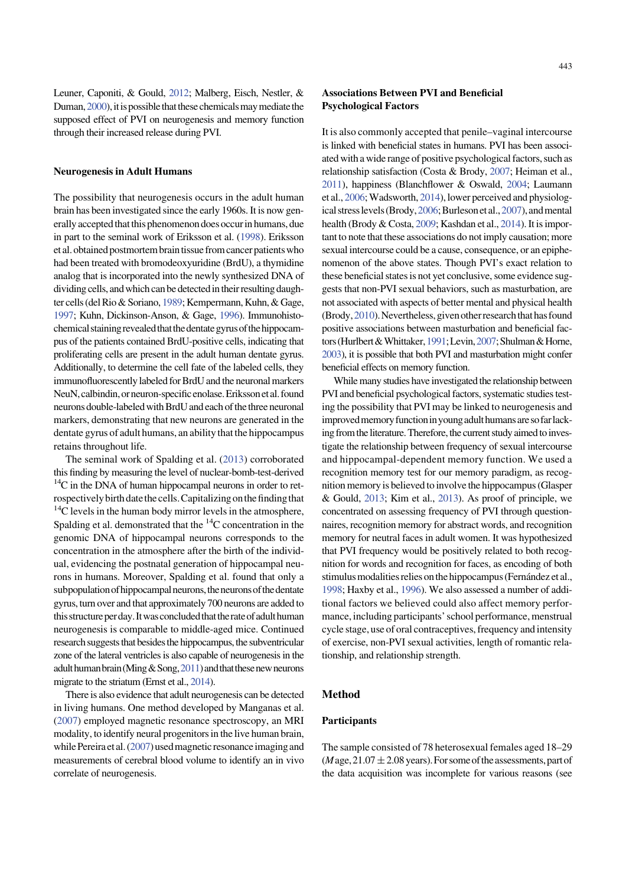Leuner, Caponiti, & Gould, 2012; Malberg, Eisch, Nestler, & Duman, 2000), it is possible that these chemicals may mediate the supposed effect of PVI on neurogenesis and memory function through their increased release during PVI.

### Neurogenesis in Adult Humans

The possibility that neurogenesis occurs in the adult human brain has been investigated since the early 1960s. It is now generally accepted that this phenomenon does occur in humans, due in part to the seminal work of Eriksson et al. (1998). Eriksson et al. obtained postmortem brain tissue from cancer patients who had been treated with bromodeoxyuridine (BrdU), a thymidine analog that is incorporated into the newly synthesized DNA of dividing cells, and which can be detected in their resulting daughter cells (del Rio & Soriano, 1989; Kempermann, Kuhn, & Gage, 1997; Kuhn, Dickinson-Anson, & Gage, 1996). Immunohistochemical staining revealed that the dentate gyrus of the hippocampus of the patients contained BrdU-positive cells, indicating that proliferating cells are present in the adult human dentate gyrus. Additionally, to determine the cell fate of the labeled cells, they immunofluorescently labeled for BrdU and the neuronal markers NeuN, calbindin, or neuron-specific enolase. Eriksson et al. found neurons double-labeled with BrdU and each of the three neuronal markers, demonstrating that new neurons are generated in the dentate gyrus of adult humans, an ability that the hippocampus retains throughout life.

The seminal work of Spalding et al. (2013) corroborated this finding by measuring the level of nuclear-bomb-test-derived $^{14}C$ in the DNA of human hippocampal neurons in order to retrospectively birth date the cells. Capitalizing on the finding that $^{14}C$ levels in the human body mirror levels in the atmosphere, Spalding et al. demonstrated that the $^{14}C$ concentration in the genomic DNA of hippocampal neurons corresponds to the concentration in the atmosphere after the birth of the individual, evidencing the postnatal generation of hippocampal neurons in humans. Moreover, Spalding et al. found that only a subpopulation of hippocampal neurons, the neurons of the dentate gyrus, turn over and that approximately 700 neurons are added to this structure per day. It was concluded that the rate of adult human neurogenesis is comparable to middle-aged mice. Continued research suggests that besides the hippocampus, the subventricular zone of the lateral ventricles is also capable of neurogenesis in the adult human brain (Ming & Song, 2011) and that these new neurons migrate to the striatum (Ernst et al., 2014).

There is also evidence that adult neurogenesis can be detected in living humans. One method developed by Manganas et al. (2007) employed magnetic resonance spectroscopy, an MRI modality, to identify neural progenitors in the live human brain, while Pereira et al. (2007) used magnetic resonance imaging and measurements of cerebral blood volume to identify an in vivo correlate of neurogenesis.

### Associations Between PVI and Beneficial Psychological Factors

It is also commonly accepted that penile–vaginal intercourse is linked with beneficial states in humans. PVI has been associated with a wide range of positive psychological factors, such as relationship satisfaction (Costa & Brody, 2007; Heiman et al., 2011), happiness (Blanchflower & Oswald, 2004; Laumann et al., 2006; Wadsworth, 2014), lower perceived and physiological stress levels (Brody, 2006; Burleson et al., 2007), and mental health (Brody & Costa, 2009; Kashdan et al., 2014). It is important to note that these associations do not imply causation; more sexual intercourse could be a cause, consequence, or an epiphenomenon of the above states. Though PVI's exact relation to these beneficial states is not yet conclusive, some evidence suggests that non-PVI sexual behaviors, such as masturbation, are not associated with aspects of better mental and physical health (Brody, 2010). Nevertheless, given other research that has found positive associations between masturbation and beneficial factors (Hurlbert & Whittaker, 1991; Levin, 2007; Shulman & Horne, 2003), it is possible that both PVI and masturbation might confer beneficial effects on memory function.

While many studies have investigated the relationship between PVI and beneficial psychological factors, systematic studies testing the possibility that PVI may be linked to neurogenesis and improved memory function in young adult humans are so far lacking from the literature. Therefore, the current study aimed to investigate the relationship between frequency of sexual intercourse and hippocampal-dependent memory function. We used a recognition memory test for our memory paradigm, as recognition memory is believed to involve the hippocampus (Glasper & Gould, 2013; Kim et al., 2013). As proof of principle, we concentrated on assessing frequency of PVI through questionnaires, recognition memory for abstract words, and recognition memory for neutral faces in adult women. It was hypothesized that PVI frequency would be positively related to both recognition for words and recognition for faces, as encoding of both stimulus modalities relies on the hippocampus (Fernández et al., 1998; Haxby et al., 1996). We also assessed a number of additional factors we believed could also affect memory performance, including participants' school performance, menstrual cycle stage, use of oral contraceptives, frequency and intensity of exercise, non-PVI sexual activities, length of romantic relationship, and relationship strength.

## Method

### Participants

The sample consisted of 78 heterosexual females aged 18–29 (*M* age, 21.07 ± 2.08 years). For some of the assessments, part of the data acquisition was incomplete for various reasons (see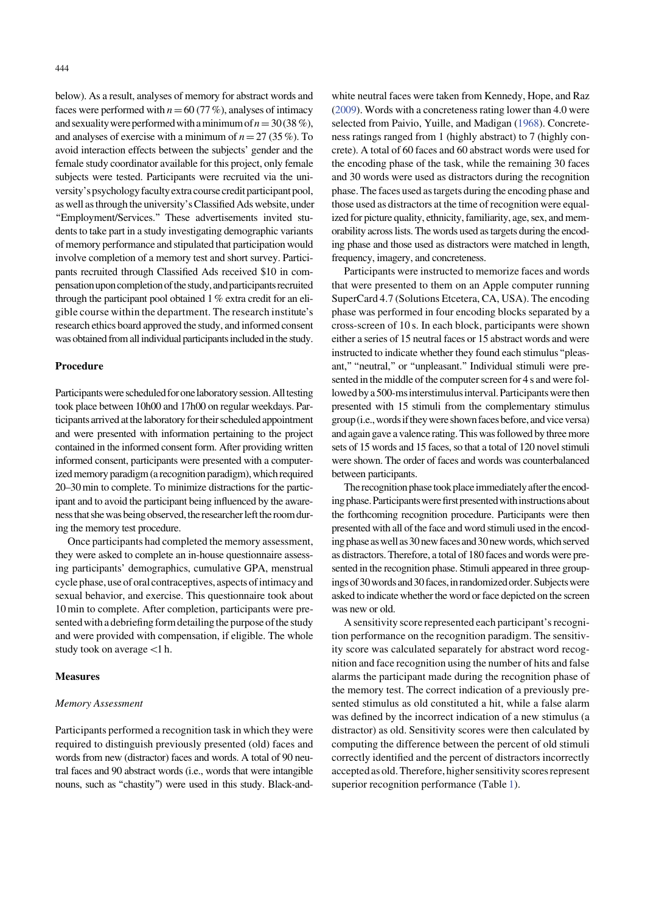below). As a result, analyses of memory for abstract words and faces were performed with $n = 60$ (77 %), analyses of intimacy and sexuality were performed with a minimum of $n = 30$ (38 %), and analyses of exercise with a minimum of $n = 27$ (35 %). To avoid interaction effects between the subjects' gender and the female study coordinator available for this project, only female subjects were tested. Participants were recruited via the university's psychology faculty extra course credit participant pool, as well as through the university's Classified Ads website, under "Employment/Services." These advertisements invited students to take part in a study investigating demographic variants of memory performance and stipulated that participation would involve completion of a memory test and short survey. Participants recruited through Classified Ads received \$10 in compensation upon completion of the study, and participants recruited through the participant pool obtained 1 % extra credit for an eligible course within the department. The research institute's research ethics board approved the study, and informed consent was obtained from all individual participants included in the study.

### Procedure

Participants were scheduled for one laboratory session. All testing took place between 10h00 and 17h00 on regular weekdays. Participants arrived at the laboratory for their scheduled appointment and were presented with information pertaining to the project contained in the informed consent form. After providing written informed consent, participants were presented with a computerized memory paradigm (a recognition paradigm), which required 20–30 min to complete. To minimize distractions for the participant and to avoid the participant being influenced by the awareness that she was being observed, the researcher left the room during the memory test procedure.

Once participants had completed the memory assessment, they were asked to complete an in-house questionnaire assessing participants' demographics, cumulative GPA, menstrual cycle phase, use of oral contraceptives, aspects of intimacy and sexual behavior, and exercise. This questionnaire took about 10 min to complete. After completion, participants were presented with a debriefing form detailing the purpose of the study and were provided with compensation, if eligible. The whole study took on average <1 h.

### Measures

#### *Memory Assessment*

Participants performed a recognition task in which they were required to distinguish previously presented (old) faces and words from new (distractor) faces and words. A total of 90 neutral faces and 90 abstract words (i.e., words that were intangible nouns, such as "chastity") were used in this study. Black-and-white neutral faces were taken from Kennedy, Hope, and Raz (2009). Words with a concreteness rating lower than 4.0 were selected from Paivio, Yuille, and Madigan (1968). Concreteness ratings ranged from 1 (highly abstract) to 7 (highly concrete). A total of 60 faces and 60 abstract words were used for the encoding phase of the task, while the remaining 30 faces and 30 words were used as distractors during the recognition phase. The faces used as targets during the encoding phase and those used as distractors at the time of recognition were equalized for picture quality, ethnicity, familiarity, age, sex, and memorability across lists. The words used as targets during the encoding phase and those used as distractors were matched in length, frequency, imagery, and concreteness.

Participants were instructed to memorize faces and words that were presented to them on an Apple computer running SuperCard 4.7 (Solutions Etcetera, CA, USA). The encoding phase was performed in four encoding blocks separated by a cross-screen of 10 s. In each block, participants were shown either a series of 15 neutral faces or 15 abstract words and were instructed to indicate whether they found each stimulus "pleasant," "neutral," or "unpleasant." Individual stimuli were presented in the middle of the computer screen for 4 s and were followed by a 500-ms interstimulus interval. Participants were then presented with 15 stimuli from the complementary stimulus group (i.e., words if they were shown faces before, and vice versa) and again gave a valence rating. This was followed by three more sets of 15 words and 15 faces, so that a total of 120 novel stimuli were shown. The order of faces and words was counterbalanced between participants.

The recognition phase took place immediately after the encoding phase. Participants were first presented with instructions about the forthcoming recognition procedure. Participants were then presented with all of the face and word stimuli used in the encoding phase as well as 30 new faces and 30 new words, which served as distractors. Therefore, a total of 180 faces and words were presented in the recognition phase. Stimuli appeared in three groupings of 30 words and 30 faces, in randomized order. Subjects were asked to indicate whether the word or face depicted on the screen was new or old.

A sensitivity score represented each participant's recognition performance on the recognition paradigm. The sensitivity score was calculated separately for abstract word recognition and face recognition using the number of hits and false alarms the participant made during the recognition phase of the memory test. The correct indication of a previously presented stimulus as old constituted a hit, while a false alarm was defined by the incorrect indication of a new stimulus (a distractor) as old. Sensitivity scores were then calculated by computing the difference between the percent of old stimuli correctly identified and the percent of distractors incorrectly accepted as old. Therefore, higher sensitivity scores represent superior recognition performance (Table 1).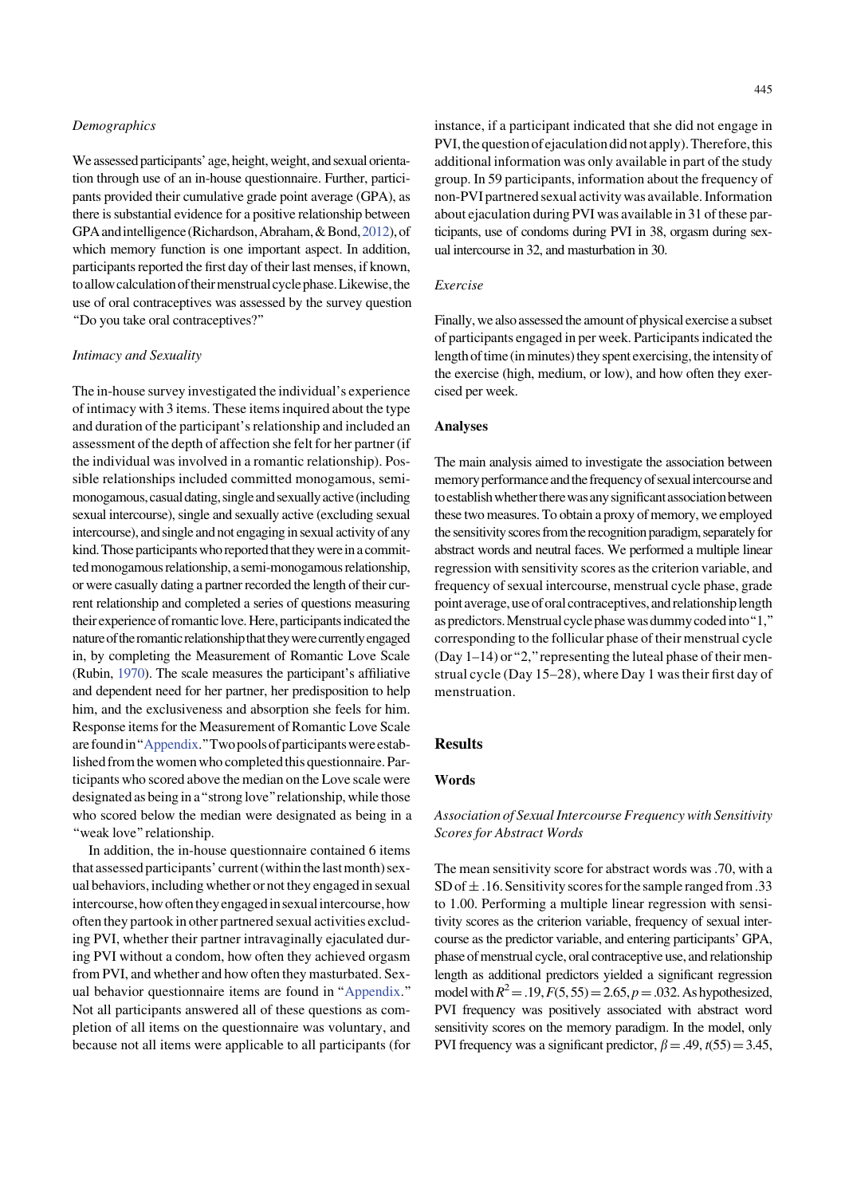*Demographics*

We assessed participants' age, height, weight, and sexual orientation through use of an in-house questionnaire. Further, participants provided their cumulative grade point average (GPA), as there is substantial evidence for a positive relationship between GPA and intelligence (Richardson, Abraham, & Bond, 2012), of which memory function is one important aspect. In addition, participants reported the first day of their last menses, if known, to allow calculation of their menstrual cycle phase. Likewise, the use of oral contraceptives was assessed by the survey question "Do you take oral contraceptives?"

*Intimacy and Sexuality*

The in-house survey investigated the individual's experience of intimacy with 3 items. These items inquired about the type and duration of the participant's relationship and included an assessment of the depth of affection she felt for her partner (if the individual was involved in a romantic relationship). Possible relationships included committed monogamous, semi-monogamous, casual dating, single and sexually active (including sexual intercourse), single and sexually active (excluding sexual intercourse), and single and not engaging in sexual activity of any kind. Those participants who reported that they were in a committed monogamous relationship, a semi-monogamous relationship, or were casually dating a partner recorded the length of their current relationship and completed a series of questions measuring their experience of romantic love. Here, participants indicated the nature of the romantic relationship that they were currently engaged in, by completing the Measurement of Romantic Love Scale (Rubin, 1970). The scale measures the participant's affiliative and dependent need for her partner, her predisposition to help him, and the exclusiveness and absorption she feels for him. Response items for the Measurement of Romantic Love Scale are found in "Appendix." Two pools of participants were established from the women who completed this questionnaire. Participants who scored above the median on the Love scale were designated as being in a "strong love" relationship, while those who scored below the median were designated as being in a "weak love" relationship.

In addition, the in-house questionnaire contained 6 items that assessed participants' current (within the last month) sexual behaviors, including whether or not they engaged in sexual intercourse, how often they engaged in sexual intercourse, how often they partook in other partnered sexual activities excluding PVI, whether their partner intravaginally ejaculated during PVI without a condom, how often they achieved orgasm from PVI, and whether and how often they masturbated. Sexual behavior questionnaire items are found in "Appendix." Not all participants answered all of these questions as completion of all items on the questionnaire was voluntary, and because not all items were applicable to all participants (for instance, if a participant indicated that she did not engage in PVI, the question of ejaculation did not apply). Therefore, this additional information was only available in part of the study group. In 59 participants, information about the frequency of non-PVI partnered sexual activity was available. Information about ejaculation during PVI was available in 31 of these participants, use of condoms during PVI in 38, orgasm during sexual intercourse in 32, and masturbation in 30.

*Exercise*

Finally, we also assessed the amount of physical exercise a subset of participants engaged in per week. Participants indicated the length of time (in minutes) they spent exercising, the intensity of the exercise (high, medium, or low), and how often they exercised per week.

### Analyses

The main analysis aimed to investigate the association between memory performance and the frequency of sexual intercourse and to establish whether there was any significant association between these two measures. To obtain a proxy of memory, we employed the sensitivity scores from the recognition paradigm, separately for abstract words and neutral faces. We performed a multiple linear regression with sensitivity scores as the criterion variable, and frequency of sexual intercourse, menstrual cycle phase, grade point average, use of oral contraceptives, and relationship length as predictors. Menstrual cycle phase was dummy coded into "1," corresponding to the follicular phase of their menstrual cycle (Day 1–14) or "2," representing the luteal phase of their menstrual cycle (Day 15–28), where Day 1 was their first day of menstruation.

## Results

### Words

*Association of Sexual Intercourse Frequency with Sensitivity Scores for Abstract Words*

The mean sensitivity score for abstract words was .70, with a SD of ±.16. Sensitivity scores for the sample ranged from .33 to 1.00. Performing a multiple linear regression with sensitivity scores as the criterion variable, frequency of sexual intercourse as the predictor variable, and entering participants' GPA, phase of menstrual cycle, oral contraceptive use, and relationship length as additional predictors yielded a significant regression model with $R^2 = .19$, $F(5, 55) = 2.65$, $p = .032$. As hypothesized, PVI frequency was positively associated with abstract word sensitivity scores on the memory paradigm. In the model, only PVI frequency was a significant predictor, $\beta = .49$, $t(55) = 3.45$,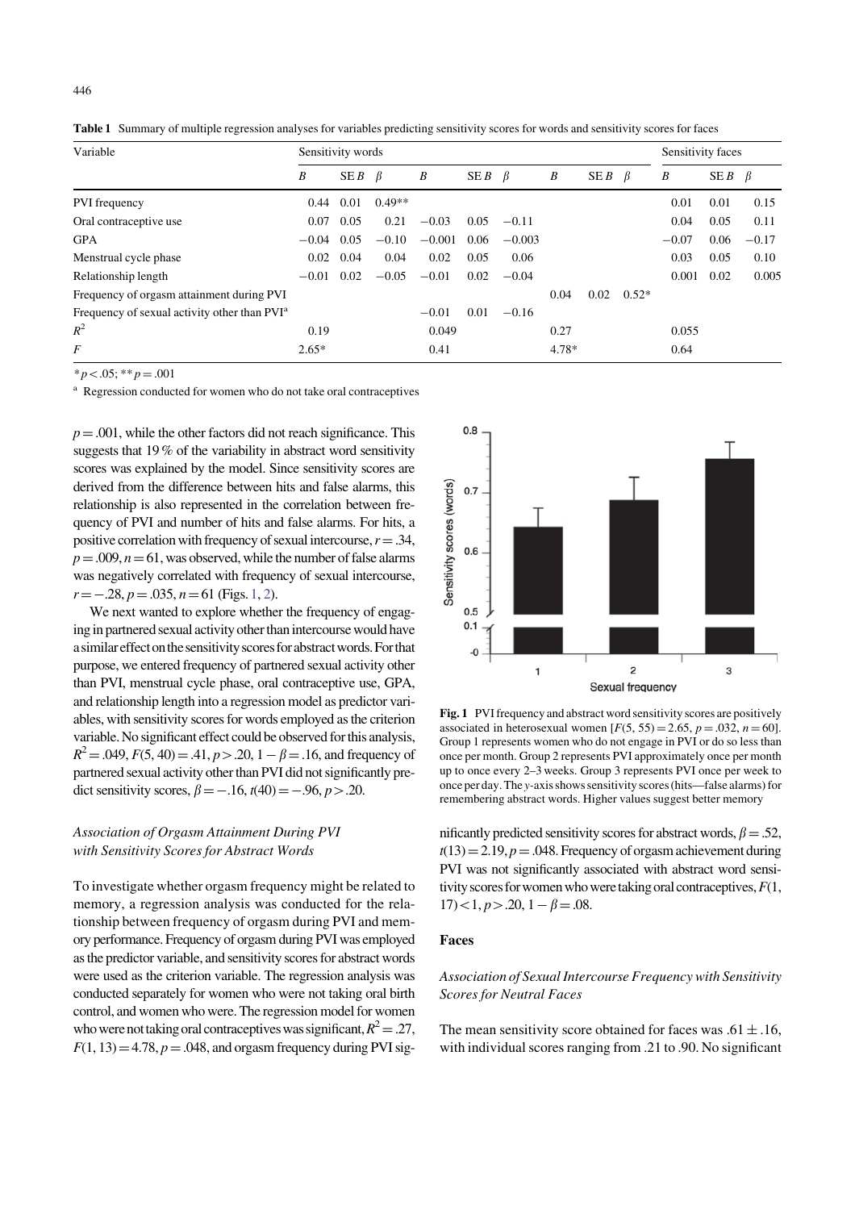**Table 1** Summary of multiple regression analyses for variables predicting sensitivity scores for words and sensitivity scores for faces

| Variable | Sensitivity words | | | | | | | | | Sensitivity faces | | |
|---|---|---|---|---|---|---|---|---|---|---|---|---|
| | *B* | SE *B* | β | *B* | SE *B* | β | *B* | SE *B* | β | *B* | SE *B* | β |
| PVI frequency | 0.44 | 0.01 | 0.49** | | | | | | | 0.01 | 0.01 | 0.15 |
| Oral contraceptive use | 0.07 | 0.05 | 0.21 | −0.03 | 0.05 | −0.11 | | | | 0.04 | 0.05 | 0.11 |
| GPA | −0.04 | 0.05 | −0.10 | −0.001 | 0.06 | −0.003 | | | | −0.07 | 0.06 | −0.17 |
| Menstrual cycle phase | 0.02 | 0.04 | 0.04 | 0.02 | 0.05 | 0.06 | | | | 0.03 | 0.05 | 0.10 |
| Relationship length | −0.01 | 0.02 | −0.05 | −0.01 | 0.02 | −0.04 | | | | 0.001 | 0.02 | 0.005 |
| Frequency of orgasm attainment during PVI | | | | | | | 0.04 | 0.02 | 0.52* | | | |
| Frequency of sexual activity other than PVI[a] | | | | −0.01 | 0.01 | −0.16 | | | | | | |
| $R^2$ | 0.19 | | | 0.049 | | | 0.27 | | | 0.055 | | |
| *F* | 2.65* | | | 0.41 | | | 4.78* | | | 0.64 | | |

* $p < .05$; ** $p = .001$

[a] Regression conducted for women who do not take oral contraceptives

$p = .001$, while the other factors did not reach significance. This suggests that 19 % of the variability in abstract word sensitivity scores was explained by the model. Since sensitivity scores are derived from the difference between hits and false alarms, this relationship is also represented in the correlation between frequency of PVI and number of hits and false alarms. For hits, a positive correlation with frequency of sexual intercourse, $r = .34$, $p = .009$, $n = 61$, was observed, while the number of false alarms was negatively correlated with frequency of sexual intercourse, $r = -.28$, $p = .035$, $n = 61$ (Figs. 1, 2).

We next wanted to explore whether the frequency of engaging in partnered sexual activity other than intercourse would have a similar effect on the sensitivity scores for abstract words. For that purpose, we entered frequency of partnered sexual activity other than PVI, menstrual cycle phase, oral contraceptive use, GPA, and relationship length into a regression model as predictor variables, with sensitivity scores for words employed as the criterion variable. No significant effect could be observed for this analysis, $R^2 = .049$, $F(5, 40) = .41$, $p > .20$, $1 - \beta = .16$, and frequency of partnered sexual activity other than PVI did not significantly predict sensitivity scores, $\beta = -.16$, $t(40) = -.96$, $p > .20$.

### *Association of Orgasm Attainment During PVI with Sensitivity Scores for Abstract Words*

To investigate whether orgasm frequency might be related to memory, a regression analysis was conducted for the relationship between frequency of orgasm during PVI and memory performance. Frequency of orgasm during PVI was employed as the predictor variable, and sensitivity scores for abstract words were used as the criterion variable. The regression analysis was conducted separately for women who were not taking oral birth control, and women who were. The regression model for women who were not taking oral contraceptives was significant, $R^2 = .27$, $F(1, 13) = 4.78$, $p = .048$, and orgasm frequency during PVI significantly predicted sensitivity scores for abstract words, $\beta = .52$, $t(13) = 2.19$, $p = .048$. Frequency of orgasm achievement during PVI was not significantly associated with abstract word sensitivity scores for women who were taking oral contraceptives, $F(1, 17) < 1$, $p > .20$, $1 - \beta = .08$.

**Fig. 1** PVI frequency and abstract word sensitivity scores are positively associated in heterosexual women [$F(5, 55) = 2.65$, $p = .032$, $n = 60$]. Group 1 represents women who do not engage in PVI or do so less than once per month. Group 2 represents PVI approximately once per month up to once every 2–3 weeks. Group 3 represents PVI once per week to once per day. The *y*-axis shows sensitivity scores (hits—false alarms) for remembering abstract words. Higher values suggest better memory

## Faces

### *Association of Sexual Intercourse Frequency with Sensitivity Scores for Neutral Faces*

The mean sensitivity score obtained for faces was $.61 \pm .16$, with individual scores ranging from .21 to .90. No significant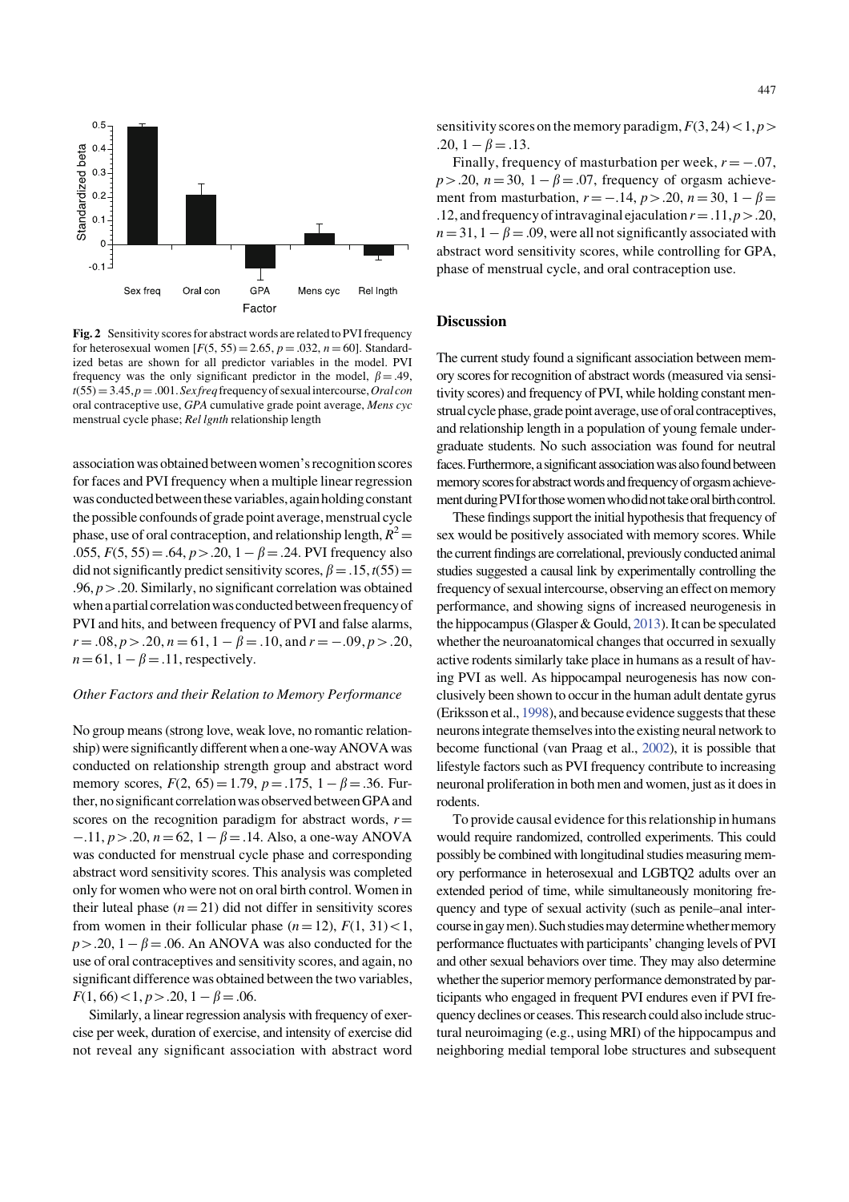Fig. 2 Sensitivity scores for abstract words are related to PVI frequency for heterosexual women [$F(5, 55) = 2.65$, $p = .032$, $n = 60$]. Standardized betas are shown for all predictor variables in the model. PVI frequency was the only significant predictor in the model, $\beta = .49$, $t(55) = 3.45$, $p = .001$. *Sex freq* frequency of sexual intercourse, *Oral con* oral contraceptive use, *GPA* cumulative grade point average, *Mens cyc* menstrual cycle phase; *Rel lgnth* relationship length

association was obtained between women's recognition scores for faces and PVI frequency when a multiple linear regression was conducted between these variables, again holding constant the possible confounds of grade point average, menstrual cycle phase, use of oral contraception, and relationship length, $R^2 = .055$, $F(5, 55) = .64$, $p > .20$, $1 - \beta = .24$. PVI frequency also did not significantly predict sensitivity scores, $\beta = .15$, $t(55) = .96$, $p > .20$. Similarly, no significant correlation was obtained when a partial correlation was conducted between frequency of PVI and hits, and between frequency of PVI and false alarms, $r = .08$, $p > .20$, $n = 61$, $1 - \beta = .10$, and $r = -.09$, $p > .20$, $n = 61$, $1 - \beta = .11$, respectively.

### *Other Factors and their Relation to Memory Performance*

No group means (strong love, weak love, no romantic relationship) were significantly different when a one-way ANOVA was conducted on relationship strength group and abstract word memory scores, $F(2, 65) = 1.79$, $p = .175$, $1 - \beta = .36$. Further, no significant correlation was observed between GPA and scores on the recognition paradigm for abstract words, $r = -.11$, $p > .20$, $n = 62$, $1 - \beta = .14$. Also, a one-way ANOVA was conducted for menstrual cycle phase and corresponding abstract word sensitivity scores. This analysis was completed only for women who were not on oral birth control. Women in their luteal phase ($n = 21$) did not differ in sensitivity scores from women in their follicular phase ($n = 12$), $F(1, 31) < 1$, $p > .20$, $1 - \beta = .06$. An ANOVA was also conducted for the use of oral contraceptives and sensitivity scores, and again, no significant difference was obtained between the two variables, $F(1, 66) < 1$, $p > .20$, $1 - \beta = .06$.

Similarly, a linear regression analysis with frequency of exercise per week, duration of exercise, and intensity of exercise did not reveal any significant association with abstract word sensitivity scores on the memory paradigm, $F(3, 24) < 1$, $p > .20$, $1 - \beta = .13$.

Finally, frequency of masturbation per week, $r = -.07$, $p > .20$, $n = 30$, $1 - \beta = .07$, frequency of orgasm achievement from masturbation, $r = -.14$, $p > .20$, $n = 30$, $1 - \beta = .12$, and frequency of intravaginal ejaculation $r = .11$, $p > .20$, $n = 31$, $1 - \beta = .09$, were all not significantly associated with abstract word sensitivity scores, while controlling for GPA, phase of menstrual cycle, and oral contraception use.

## Discussion

The current study found a significant association between memory scores for recognition of abstract words (measured via sensitivity scores) and frequency of PVI, while holding constant menstrual cycle phase, grade point average, use of oral contraceptives, and relationship length in a population of young female undergraduate students. No such association was found for neutral faces. Furthermore, a significant association was also found between memory scores for abstract words and frequency of orgasm achievement during PVI for those women who did not take oral birth control.

These findings support the initial hypothesis that frequency of sex would be positively associated with memory scores. While the current findings are correlational, previously conducted animal studies suggested a causal link by experimentally controlling the frequency of sexual intercourse, observing an effect on memory performance, and showing signs of increased neurogenesis in the hippocampus (Glasper & Gould, 2013). It can be speculated whether the neuroanatomical changes that occurred in sexually active rodents similarly take place in humans as a result of having PVI as well. As hippocampal neurogenesis has now conclusively been shown to occur in the human adult dentate gyrus (Eriksson et al., 1998), and because evidence suggests that these neurons integrate themselves into the existing neural network to become functional (van Praag et al., 2002), it is possible that lifestyle factors such as PVI frequency contribute to increasing neuronal proliferation in both men and women, just as it does in rodents.

To provide causal evidence for this relationship in humans would require randomized, controlled experiments. This could possibly be combined with longitudinal studies measuring memory performance in heterosexual and LGBTQ2 adults over an extended period of time, while simultaneously monitoring frequency and type of sexual activity (such as penile–anal intercourse in gay men). Such studies may determine whether memory performance fluctuates with participants' changing levels of PVI and other sexual behaviors over time. They may also determine whether the superior memory performance demonstrated by participants who engaged in frequent PVI endures even if PVI frequency declines or ceases. This research could also include structural neuroimaging (e.g., using MRI) of the hippocampus and neighboring medial temporal lobe structures and subsequent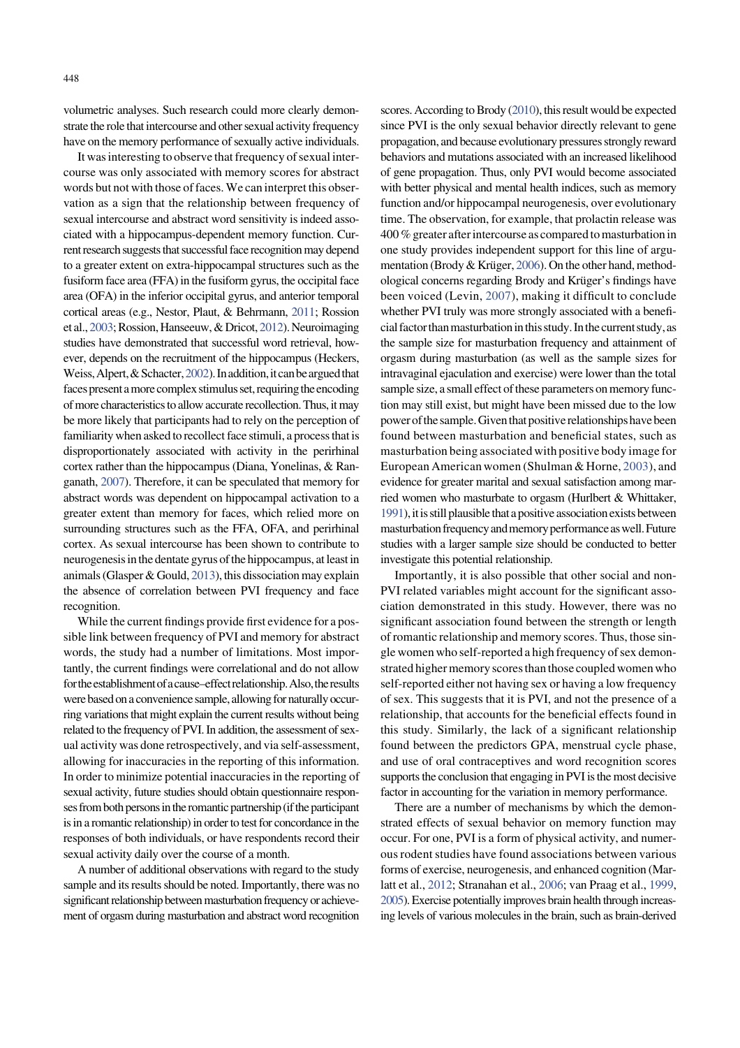volumetric analyses. Such research could more clearly demonstrate the role that intercourse and other sexual activity frequency have on the memory performance of sexually active individuals.

It was interesting to observe that frequency of sexual intercourse was only associated with memory scores for abstract words but not with those of faces. We can interpret this observation as a sign that the relationship between frequency of sexual intercourse and abstract word sensitivity is indeed associated with a hippocampus-dependent memory function. Current research suggests that successful face recognition may depend to a greater extent on extra-hippocampal structures such as the fusiform face area (FFA) in the fusiform gyrus, the occipital face area (OFA) in the inferior occipital gyrus, and anterior temporal cortical areas (e.g., Nestor, Plaut, & Behrmann, 2011; Rossion et al., 2003; Rossion, Hanseeuw, & Dricot, 2012). Neuroimaging studies have demonstrated that successful word retrieval, however, depends on the recruitment of the hippocampus (Heckers, Weiss, Alpert, & Schacter, 2002). In addition, it can be argued that faces present a more complex stimulus set, requiring the encoding of more characteristics to allow accurate recollection. Thus, it may be more likely that participants had to rely on the perception of familiarity when asked to recollect face stimuli, a process that is disproportionately associated with activity in the perirhinal cortex rather than the hippocampus (Diana, Yonelinas, & Ranganath, 2007). Therefore, it can be speculated that memory for abstract words was dependent on hippocampal activation to a greater extent than memory for faces, which relied more on surrounding structures such as the FFA, OFA, and perirhinal cortex. As sexual intercourse has been shown to contribute to neurogenesis in the dentate gyrus of the hippocampus, at least in animals (Glasper & Gould, 2013), this dissociation may explain the absence of correlation between PVI frequency and face recognition.

While the current findings provide first evidence for a possible link between frequency of PVI and memory for abstract words, the study had a number of limitations. Most importantly, the current findings were correlational and do not allow for the establishment of a cause–effect relationship. Also, the results were based on a convenience sample, allowing for naturally occurring variations that might explain the current results without being related to the frequency of PVI. In addition, the assessment of sexual activity was done retrospectively, and via self-assessment, allowing for inaccuracies in the reporting of this information. In order to minimize potential inaccuracies in the reporting of sexual activity, future studies should obtain questionnaire responses from both persons in the romantic partnership (if the participant is in a romantic relationship) in order to test for concordance in the responses of both individuals, or have respondents record their sexual activity daily over the course of a month.

A number of additional observations with regard to the study sample and its results should be noted. Importantly, there was no significant relationship between masturbation frequency or achievement of orgasm during masturbation and abstract word recognition scores. According to Brody (2010), this result would be expected since PVI is the only sexual behavior directly relevant to gene propagation, and because evolutionary pressures strongly reward behaviors and mutations associated with an increased likelihood of gene propagation. Thus, only PVI would become associated with better physical and mental health indices, such as memory function and/or hippocampal neurogenesis, over evolutionary time. The observation, for example, that prolactin release was 400 % greater after intercourse as compared to masturbation in one study provides independent support for this line of argumentation (Brody & Krüger, 2006). On the other hand, methodological concerns regarding Brody and Krüger's findings have been voiced (Levin, 2007), making it difficult to conclude whether PVI truly was more strongly associated with a beneficial factor than masturbation in this study. In the current study, as the sample size for masturbation frequency and attainment of orgasm during masturbation (as well as the sample sizes for intravaginal ejaculation and exercise) were lower than the total sample size, a small effect of these parameters on memory function may still exist, but might have been missed due to the low power of the sample. Given that positive relationships have been found between masturbation and beneficial states, such as masturbation being associated with positive body image for European American women (Shulman & Horne, 2003), and evidence for greater marital and sexual satisfaction among married women who masturbate to orgasm (Hurlbert & Whittaker, 1991), it is still plausible that a positive association exists between masturbation frequency and memory performance as well. Future studies with a larger sample size should be conducted to better investigate this potential relationship.

Importantly, it is also possible that other social and non-PVI related variables might account for the significant association demonstrated in this study. However, there was no significant association found between the strength or length of romantic relationship and memory scores. Thus, those single women who self-reported a high frequency of sex demonstrated higher memory scores than those coupled women who self-reported either not having sex or having a low frequency of sex. This suggests that it is PVI, and not the presence of a relationship, that accounts for the beneficial effects found in this study. Similarly, the lack of a significant relationship found between the predictors GPA, menstrual cycle phase, and use of oral contraceptives and word recognition scores supports the conclusion that engaging in PVI is the most decisive factor in accounting for the variation in memory performance.

There are a number of mechanisms by which the demonstrated effects of sexual behavior on memory function may occur. For one, PVI is a form of physical activity, and numerous rodent studies have found associations between various forms of exercise, neurogenesis, and enhanced cognition (Marlatt et al., 2012; Stranahan et al., 2006; van Praag et al., 1999, 2005). Exercise potentially improves brain health through increasing levels of various molecules in the brain, such as brain-derived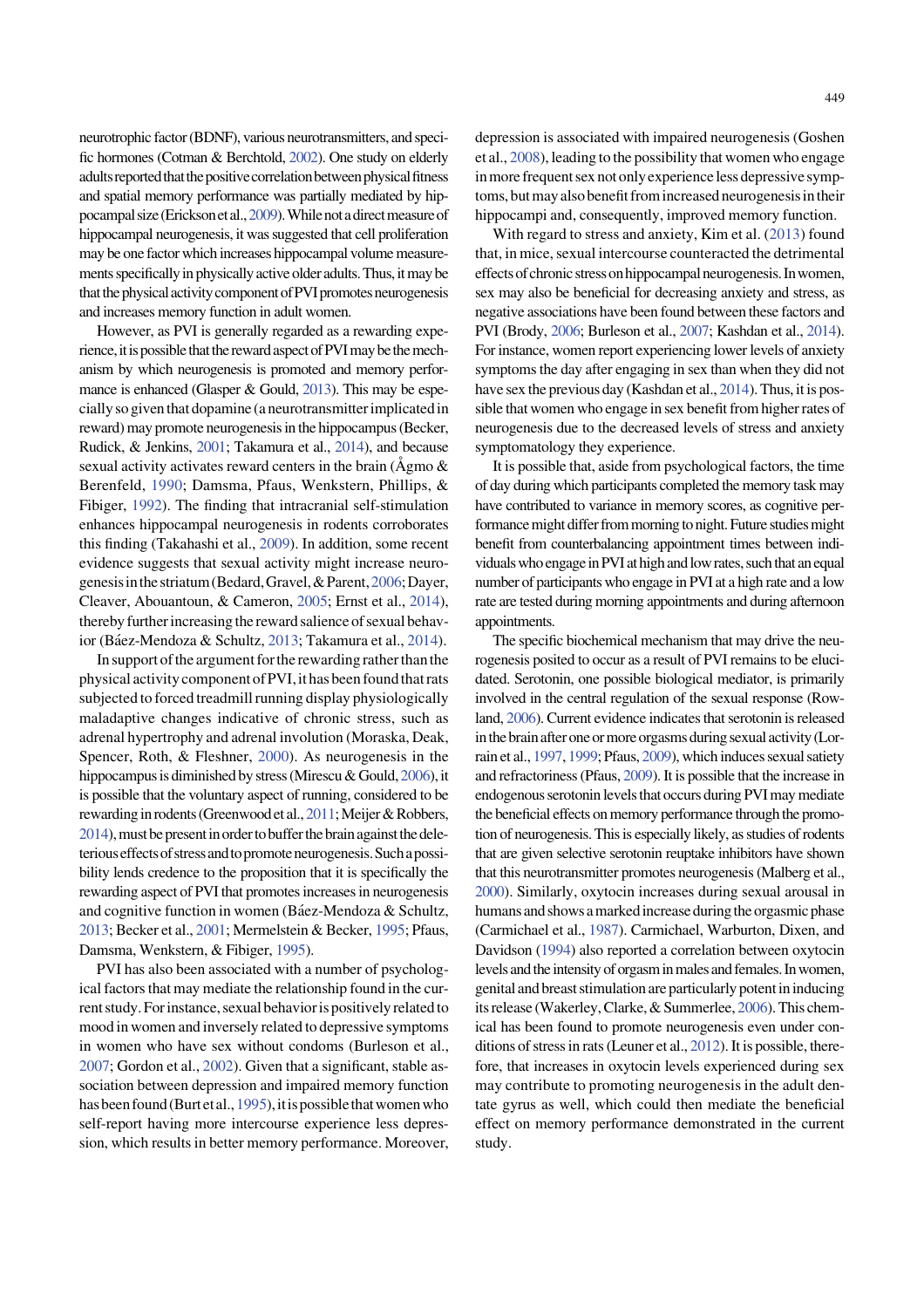neurotrophic factor (BDNF), various neurotransmitters, and specific hormones (Cotman & Berchtold, 2002). One study on elderly adults reported that the positive correlation between physical fitness and spatial memory performance was partially mediated by hippocampal size (Erickson et al., 2009). While not a direct measure of hippocampal neurogenesis, it was suggested that cell proliferation may be one factor which increases hippocampal volume measurements specifically in physically active older adults. Thus, it may be that the physical activity component of PVI promotes neurogenesis and increases memory function in adult women.

However, as PVI is generally regarded as a rewarding experience, it is possible that the reward aspect of PVI may be the mechanism by which neurogenesis is promoted and memory performance is enhanced (Glasper & Gould, 2013). This may be especially so given that dopamine (a neurotransmitter implicated in reward) may promote neurogenesis in the hippocampus (Becker, Rudick, & Jenkins, 2001; Takamura et al., 2014), and because sexual activity activates reward centers in the brain (Ågmo & Berenfeld, 1990; Damsma, Pfaus, Wenkstern, Phillips, & Fibiger, 1992). The finding that intracranial self-stimulation enhances hippocampal neurogenesis in rodents corroborates this finding (Takahashi et al., 2009). In addition, some recent evidence suggests that sexual activity might increase neurogenesis in the striatum (Bedard, Gravel, & Parent, 2006; Dayer, Cleaver, Abouantoun, & Cameron, 2005; Ernst et al., 2014), thereby further increasing the reward salience of sexual behavior (Báez-Mendoza & Schultz, 2013; Takamura et al., 2014).

In support of the argument for the rewarding rather than the physical activity component of PVI, it has been found that rats subjected to forced treadmill running display physiologically maladaptive changes indicative of chronic stress, such as adrenal hypertrophy and adrenal involution (Moraska, Deak, Spencer, Roth, & Fleshner, 2000). As neurogenesis in the hippocampus is diminished by stress (Mirescu & Gould, 2006), it is possible that the voluntary aspect of running, considered to be rewarding in rodents (Greenwood et al., 2011; Meijer & Robbers, 2014), must be present in order to buffer the brain against the deleterious effects of stress and to promote neurogenesis. Such a possibility lends credence to the proposition that it is specifically the rewarding aspect of PVI that promotes increases in neurogenesis and cognitive function in women (Báez-Mendoza & Schultz, 2013; Becker et al., 2001; Mermelstein & Becker, 1995; Pfaus, Damsma, Wenkstern, & Fibiger, 1995).

PVI has also been associated with a number of psychological factors that may mediate the relationship found in the current study. For instance, sexual behavior is positively related to mood in women and inversely related to depressive symptoms in women who have sex without condoms (Burleson et al., 2007; Gordon et al., 2002). Given that a significant, stable association between depression and impaired memory function has been found (Burt et al., 1995), it is possible that women who self-report having more intercourse experience less depression, which results in better memory performance. Moreover, depression is associated with impaired neurogenesis (Goshen et al., 2008), leading to the possibility that women who engage in more frequent sex not only experience less depressive symptoms, but may also benefit from increased neurogenesis in their hippocampi and, consequently, improved memory function.

With regard to stress and anxiety, Kim et al. (2013) found that, in mice, sexual intercourse counteracted the detrimental effects of chronic stress on hippocampal neurogenesis. In women, sex may also be beneficial for decreasing anxiety and stress, as negative associations have been found between these factors and PVI (Brody, 2006; Burleson et al., 2007; Kashdan et al., 2014). For instance, women report experiencing lower levels of anxiety symptoms the day after engaging in sex than when they did not have sex the previous day (Kashdan et al., 2014). Thus, it is possible that women who engage in sex benefit from higher rates of neurogenesis due to the decreased levels of stress and anxiety symptomatology they experience.

It is possible that, aside from psychological factors, the time of day during which participants completed the memory task may have contributed to variance in memory scores, as cognitive performance might differ from morning to night. Future studies might benefit from counterbalancing appointment times between individuals who engage in PVI at high and low rates, such that an equal number of participants who engage in PVI at a high rate and a low rate are tested during morning appointments and during afternoon appointments.

The specific biochemical mechanism that may drive the neurogenesis posited to occur as a result of PVI remains to be elucidated. Serotonin, one possible biological mediator, is primarily involved in the central regulation of the sexual response (Rowland, 2006). Current evidence indicates that serotonin is released in the brain after one or more orgasms during sexual activity (Lorrain et al., 1997, 1999; Pfaus, 2009), which induces sexual satiety and refractoriness (Pfaus, 2009). It is possible that the increase in endogenous serotonin levels that occurs during PVI may mediate the beneficial effects on memory performance through the promotion of neurogenesis. This is especially likely, as studies of rodents that are given selective serotonin reuptake inhibitors have shown that this neurotransmitter promotes neurogenesis (Malberg et al., 2000). Similarly, oxytocin increases during sexual arousal in humans and shows a marked increase during the orgasmic phase (Carmichael et al., 1987). Carmichael, Warburton, Dixen, and Davidson (1994) also reported a correlation between oxytocin levels and the intensity of orgasm in males and females. In women, genital and breast stimulation are particularly potent in inducing its release (Wakerley, Clarke, & Summerlee, 2006). This chemical has been found to promote neurogenesis even under conditions of stress in rats (Leuner et al., 2012). It is possible, therefore, that increases in oxytocin levels experienced during sex may contribute to promoting neurogenesis in the adult dentate gyrus as well, which could then mediate the beneficial effect on memory performance demonstrated in the current study.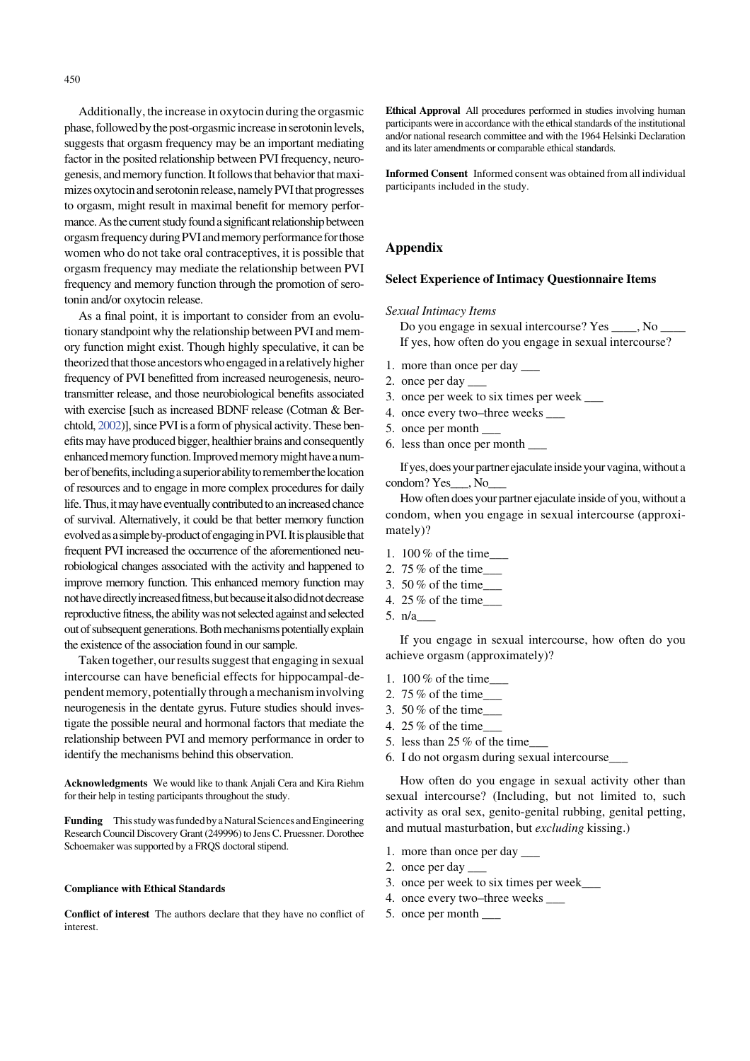Additionally, the increase in oxytocin during the orgasmic phase, followed by the post-orgasmic increase in serotonin levels, suggests that orgasm frequency may be an important mediating factor in the posited relationship between PVI frequency, neurogenesis, and memory function. It follows that behavior that maximizes oxytocin and serotonin release, namely PVI that progresses to orgasm, might result in maximal benefit for memory performance. As the current study found a significant relationship between orgasm frequency during PVI and memory performance for those women who do not take oral contraceptives, it is possible that orgasm frequency may mediate the relationship between PVI frequency and memory function through the promotion of serotonin and/or oxytocin release.

As a final point, it is important to consider from an evolutionary standpoint why the relationship between PVI and memory function might exist. Though highly speculative, it can be theorized that those ancestors who engaged in a relatively higher frequency of PVI benefitted from increased neurogenesis, neurotransmitter release, and those neurobiological benefits associated with exercise [such as increased BDNF release (Cotman & Berchtold, 2002)], since PVI is a form of physical activity. These benefits may have produced bigger, healthier brains and consequently enhanced memory function. Improved memory might have a number of benefits, including a superior ability to remember the location of resources and to engage in more complex procedures for daily life. Thus, it may have eventually contributed to an increased chance of survival. Alternatively, it could be that better memory function evolved as a simple by-product of engaging in PVI. It is plausible that frequent PVI increased the occurrence of the aforementioned neurobiological changes associated with the activity and happened to improve memory function. This enhanced memory function may not have directly increased fitness, but because it also did not decrease reproductive fitness, the ability was not selected against and selected out of subsequent generations. Both mechanisms potentially explain the existence of the association found in our sample.

Taken together, our results suggest that engaging in sexual intercourse can have beneficial effects for hippocampal-dependent memory, potentially through a mechanism involving neurogenesis in the dentate gyrus. Future studies should investigate the possible neural and hormonal factors that mediate the relationship between PVI and memory performance in order to identify the mechanisms behind this observation.

**Acknowledgments** We would like to thank Anjali Cera and Kira Riehm for their help in testing participants throughout the study.

**Funding** This study was funded by a Natural Sciences and Engineering Research Council Discovery Grant (249996) to Jens C. Pruessner. Dorothee Schoemaker was supported by a FRQS doctoral stipend.

**Compliance with Ethical Standards**

**Conflict of interest** The authors declare that they have no conflict of interest.

**Ethical Approval** All procedures performed in studies involving human participants were in accordance with the ethical standards of the institutional and/or national research committee and with the 1964 Helsinki Declaration and its later amendments or comparable ethical standards.

**Informed Consent** Informed consent was obtained from all individual participants included in the study.

## Appendix

### Select Experience of Intimacy Questionnaire Items

*Sexual Intimacy Items*

Do you engage in sexual intercourse? Yes ____, No ____
If yes, how often do you engage in sexual intercourse?

1. more than once per day ___
2. once per day ___
3. once per week to six times per week ___
4. once every two–three weeks ___
5. once per month ___
6. less than once per month ___

If yes, does your partner ejaculate inside your vagina, without a condom? Yes___, No___

How often does your partner ejaculate inside of you, without a condom, when you engage in sexual intercourse (approximately)?

1. 100 % of the time___
2. 75 % of the time___
3. 50 % of the time___
4. 25 % of the time___
5. n/a___

If you engage in sexual intercourse, how often do you achieve orgasm (approximately)?

1. 100 % of the time___
2. 75 % of the time___
3. 50 % of the time___
4. 25 % of the time___
5. less than 25 % of the time___
6. I do not orgasm during sexual intercourse___

How often do you engage in sexual activity other than sexual intercourse? (Including, but not limited to, such activity as oral sex, genito-genital rubbing, genital petting, and mutual masturbation, but *excluding* kissing.)

1. more than once per day ___
2. once per day ___
3. once per week to six times per week___
4. once every two–three weeks ___
5. once per month ___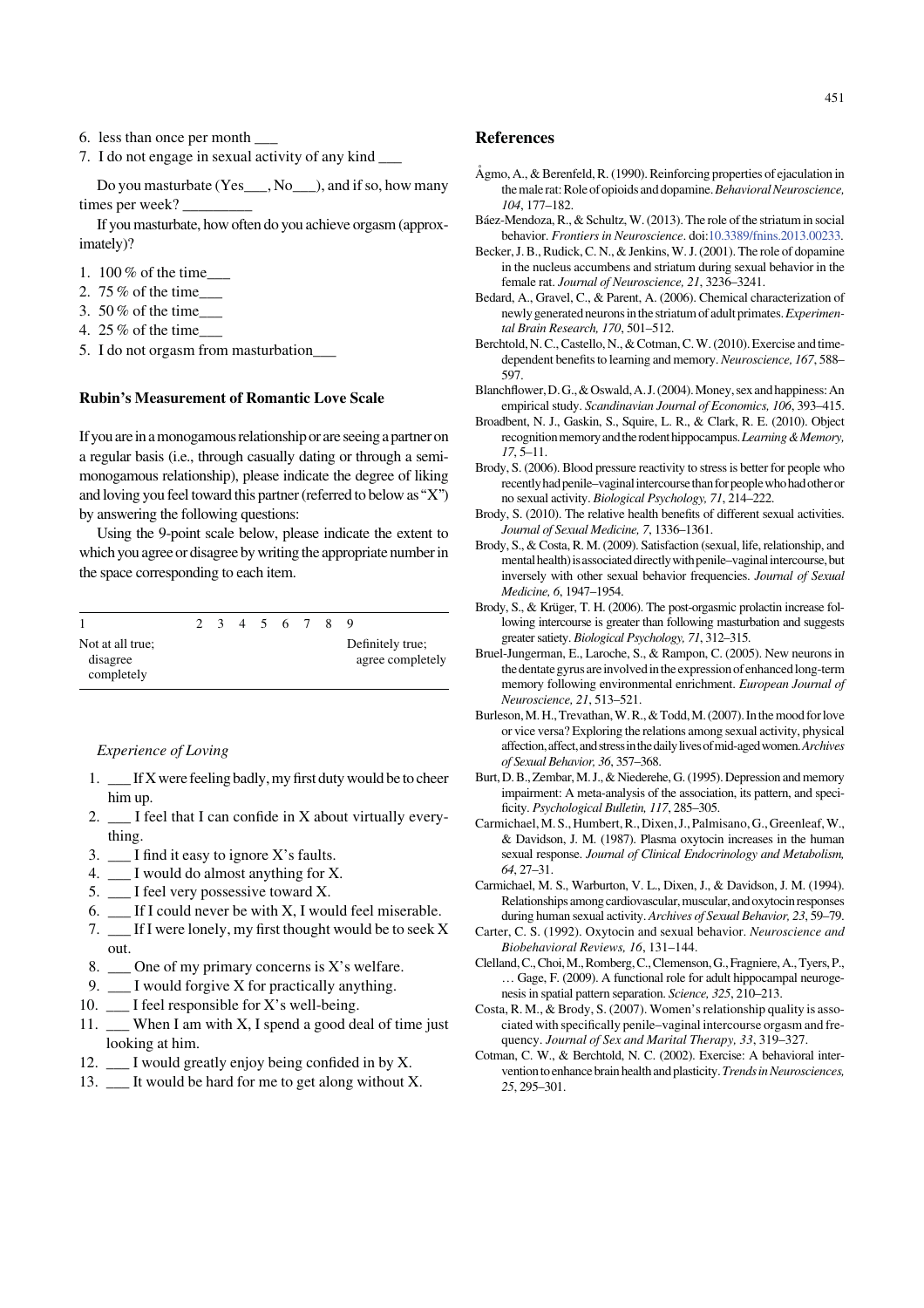6. less than once per month ___
7. I do not engage in sexual activity of any kind ___

Do you masturbate (Yes___, No___), and if so, how many times per week? _________

If you masturbate, how often do you achieve orgasm (approximately)?

1. 100 % of the time___
2. 75 % of the time___
3. 50 % of the time___
4. 25 % of the time___
5. I do not orgasm from masturbation___

### Rubin's Measurement of Romantic Love Scale

If you are in a monogamous relationship or are seeing a partner on a regular basis (i.e., through casually dating or through a semi-monogamous relationship), please indicate the degree of liking and loving you feel toward this partner (referred to below as "X") by answering the following questions:

Using the 9-point scale below, please indicate the extent to which you agree or disagree by writing the appropriate number in the space corresponding to each item.

| 1 | 2 | 3 | 4 | 5 | 6 | 7 | 8 | 9 |
|---|---|---|---|---|---|---|---|---|
| Not at all true; disagree completely | | | | | | | | Definitely true; agree completely |

*Experience of Loving*

1. ___ If X were feeling badly, my first duty would be to cheer him up.
2. ___ I feel that I can confide in X about virtually everything.
3. ___ I find it easy to ignore X's faults.
4. ___ I would do almost anything for X.
5. ___ I feel very possessive toward X.
6. ___ If I could never be with X, I would feel miserable.
7. ___ If I were lonely, my first thought would be to seek X out.
8. ___ One of my primary concerns is X's welfare.
9. ___ I would forgive X for practically anything.
10. ___ I feel responsible for X's well-being.
11. ___ When I am with X, I spend a good deal of time just looking at him.
12. ___ I would greatly enjoy being confided in by X.
13. ___ It would be hard for me to get along without X.

## References

Ågmo, A., & Berenfeld, R. (1990). Reinforcing properties of ejaculation in the male rat: Role of opioids and dopamine. *Behavioral Neuroscience, 104*, 177–182.

Báez-Mendoza, R., & Schultz, W. (2013). The role of the striatum in social behavior. *Frontiers in Neuroscience*. doi:10.3389/fnins.2013.00233.

Becker, J. B., Rudick, C. N., & Jenkins, W. J. (2001). The role of dopamine in the nucleus accumbens and striatum during sexual behavior in the female rat. *Journal of Neuroscience, 21*, 3236–3241.

Bedard, A., Gravel, C., & Parent, A. (2006). Chemical characterization of newly generated neurons in the striatum of adult primates. *Experimental Brain Research, 170*, 501–512.

Berchtold, N. C., Castello, N., & Cotman, C. W. (2010). Exercise and time-dependent benefits to learning and memory. *Neuroscience, 167*, 588–597.

Blanchflower, D. G., & Oswald, A. J. (2004). Money, sex and happiness: An empirical study. *Scandinavian Journal of Economics, 106*, 393–415.

Broadbent, N. J., Gaskin, S., Squire, L. R., & Clark, R. E. (2010). Object recognition memory and the rodent hippocampus. *Learning & Memory, 17*, 5–11.

Brody, S. (2006). Blood pressure reactivity to stress is better for people who recently had penile–vaginal intercourse than for people who had other or no sexual activity. *Biological Psychology, 71*, 214–222.

Brody, S. (2010). The relative health benefits of different sexual activities. *Journal of Sexual Medicine, 7*, 1336–1361.

Brody, S., & Costa, R. M. (2009). Satisfaction (sexual, life, relationship, and mental health) is associated directly with penile–vaginal intercourse, but inversely with other sexual behavior frequencies. *Journal of Sexual Medicine, 6*, 1947–1954.

Brody, S., & Krüger, T. H. (2006). The post-orgasmic prolactin increase following intercourse is greater than following masturbation and suggests greater satiety. *Biological Psychology, 71*, 312–315.

Bruel-Jungerman, E., Laroche, S., & Rampon, C. (2005). New neurons in the dentate gyrus are involved in the expression of enhanced long-term memory following environmental enrichment. *European Journal of Neuroscience, 21*, 513–521.

Burleson, M. H., Trevathan, W. R., & Todd, M. (2007). In the mood for love or vice versa? Exploring the relations among sexual activity, physical affection, affect, and stress in the daily lives of mid-aged women. *Archives of Sexual Behavior, 36*, 357–368.

Burt, D. B., Zembar, M. J., & Niederehe, G. (1995). Depression and memory impairment: A meta-analysis of the association, its pattern, and specificity. *Psychological Bulletin, 117*, 285–305.

Carmichael, M. S., Humbert, R., Dixen, J., Palmisano, G., Greenleaf, W., & Davidson, J. M. (1987). Plasma oxytocin increases in the human sexual response. *Journal of Clinical Endocrinology and Metabolism, 64*, 27–31.

Carmichael, M. S., Warburton, V. L., Dixen, J., & Davidson, J. M. (1994). Relationships among cardiovascular, muscular, and oxytocin responses during human sexual activity. *Archives of Sexual Behavior, 23*, 59–79.

Carter, C. S. (1992). Oxytocin and sexual behavior. *Neuroscience and Biobehavioral Reviews, 16*, 131–144.

Clelland, C., Choi, M., Romberg, C., Clemenson, G., Fragniere, A., Tyers, P., … Gage, F. (2009). A functional role for adult hippocampal neurogenesis in spatial pattern separation. *Science, 325*, 210–213.

Costa, R. M., & Brody, S. (2007). Women's relationship quality is associated with specifically penile–vaginal intercourse orgasm and frequency. *Journal of Sex and Marital Therapy, 33*, 319–327.

Cotman, C. W., & Berchtold, N. C. (2002). Exercise: A behavioral intervention to enhance brain health and plasticity. *Trends in Neurosciences, 25*, 295–301.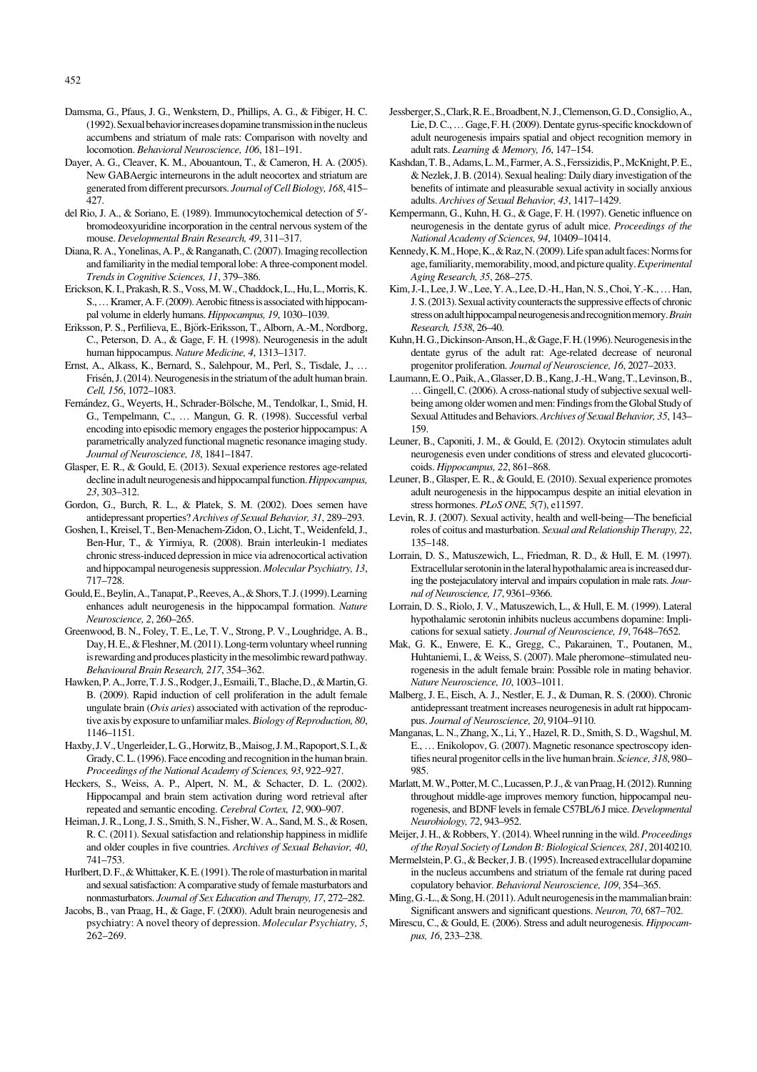Damsma, G., Pfaus, J. G., Wenkstern, D., Phillips, A. G., & Fibiger, H. C. (1992). Sexual behavior increases dopamine transmission in the nucleus accumbens and striatum of male rats: Comparison with novelty and locomotion. *Behavioral Neuroscience, 106*, 181–191.

Dayer, A. G., Cleaver, K. M., Abouantoun, T., & Cameron, H. A. (2005). New GABAergic interneurons in the adult neocortex and striatum are generated from different precursors. *Journal of Cell Biology, 168*, 415–427.

del Rio, J. A., & Soriano, E. (1989). Immunocytochemical detection of 5′-bromodeoxyuridine incorporation in the central nervous system of the mouse. *Developmental Brain Research, 49*, 311–317.

Diana, R. A., Yonelinas, A. P., & Ranganath, C. (2007). Imaging recollection and familiarity in the medial temporal lobe: A three-component model. *Trends in Cognitive Sciences, 11*, 379–386.

Erickson, K. I., Prakash, R. S., Voss, M. W., Chaddock, L., Hu, L., Morris, K. S., … Kramer, A. F. (2009). Aerobic fitness is associated with hippocampal volume in elderly humans. *Hippocampus, 19*, 1030–1039.

Eriksson, P. S., Perfilieva, E., Björk-Eriksson, T., Alborn, A.-M., Nordborg, C., Peterson, D. A., & Gage, F. H. (1998). Neurogenesis in the adult human hippocampus. *Nature Medicine, 4*, 1313–1317.

Ernst, A., Alkass, K., Bernard, S., Salehpour, M., Perl, S., Tisdale, J., … Frisén, J. (2014). Neurogenesis in the striatum of the adult human brain. *Cell, 156*, 1072–1083.

Fernández, G., Weyerts, H., Schrader-Bölsche, M., Tendolkar, I., Smid, H. G., Tempelmann, C., … Mangun, G. R. (1998). Successful verbal encoding into episodic memory engages the posterior hippocampus: A parametrically analyzed functional magnetic resonance imaging study. *Journal of Neuroscience, 18*, 1841–1847.

Glasper, E. R., & Gould, E. (2013). Sexual experience restores age-related decline in adult neurogenesis and hippocampal function. *Hippocampus, 23*, 303–312.

Gordon, G., Burch, R. L., & Platek, S. M. (2002). Does semen have antidepressant properties? *Archives of Sexual Behavior, 31*, 289–293.

Goshen, I., Kreisel, T., Ben-Menachem-Zidon, O., Licht, T., Weidenfeld, J., Ben-Hur, T., & Yirmiya, R. (2008). Brain interleukin-1 mediates chronic stress-induced depression in mice via adrenocortical activation and hippocampal neurogenesis suppression. *Molecular Psychiatry, 13*, 717–728.

Gould, E., Beylin, A., Tanapat, P., Reeves, A., & Shors, T. J. (1999). Learning enhances adult neurogenesis in the hippocampal formation. *Nature Neuroscience, 2*, 260–265.

Greenwood, B. N., Foley, T. E., Le, T. V., Strong, P. V., Loughridge, A. B., Day, H. E., & Fleshner, M. (2011). Long-term voluntary wheel running is rewarding and produces plasticity in the mesolimbic reward pathway. *Behavioural Brain Research, 217*, 354–362.

Hawken, P. A., Jorre, T. J. S., Rodger, J., Esmaili, T., Blache, D., & Martin, G. B. (2009). Rapid induction of cell proliferation in the adult female ungulate brain (*Ovis aries*) associated with activation of the reproductive axis by exposure to unfamiliar males. *Biology of Reproduction, 80*, 1146–1151.

Haxby, J. V., Ungerleider, L. G., Horwitz, B., Maisog, J. M., Rapoport, S. I., & Grady, C. L. (1996). Face encoding and recognition in the human brain. *Proceedings of the National Academy of Sciences, 93*, 922–927.

Heckers, S., Weiss, A. P., Alpert, N. M., & Schacter, D. L. (2002). Hippocampal and brain stem activation during word retrieval after repeated and semantic encoding. *Cerebral Cortex, 12*, 900–907.

Heiman, J. R., Long, J. S., Smith, S. N., Fisher, W. A., Sand, M. S., & Rosen, R. C. (2011). Sexual satisfaction and relationship happiness in midlife and older couples in five countries. *Archives of Sexual Behavior, 40*, 741–753.

Hurlbert, D. F., & Whittaker, K. E. (1991). The role of masturbation in marital and sexual satisfaction: A comparative study of female masturbators and nonmasturbators. *Journal of Sex Education and Therapy, 17*, 272–282.

Jacobs, B., van Praag, H., & Gage, F. (2000). Adult brain neurogenesis and psychiatry: A novel theory of depression. *Molecular Psychiatry, 5*, 262–269.

Jessberger, S., Clark, R. E., Broadbent, N. J., Clemenson, G. D., Consiglio, A., Lie, D. C., … Gage, F. H. (2009). Dentate gyrus-specific knockdown of adult neurogenesis impairs spatial and object recognition memory in adult rats. *Learning & Memory, 16*, 147–154.

Kashdan, T. B., Adams, L. M., Farmer, A. S., Ferssizidis, P., McKnight, P. E., & Nezlek, J. B. (2014). Sexual healing: Daily diary investigation of the benefits of intimate and pleasurable sexual activity in socially anxious adults. *Archives of Sexual Behavior, 43*, 1417–1429.

Kempermann, G., Kuhn, H. G., & Gage, F. H. (1997). Genetic influence on neurogenesis in the dentate gyrus of adult mice. *Proceedings of the National Academy of Sciences, 94*, 10409–10414.

Kennedy, K. M., Hope, K., & Raz, N. (2009). Life span adult faces: Norms for age, familiarity, memorability, mood, and picture quality. *Experimental Aging Research, 35*, 268–275.

Kim, J.-I., Lee, J. W., Lee, Y. A., Lee, D.-H., Han, N. S., Choi, Y.-K., … Han, J. S. (2013). Sexual activity counteracts the suppressive effects of chronic stress on adult hippocampal neurogenesis and recognition memory. *Brain Research, 1538*, 26–40.

Kuhn, H. G., Dickinson-Anson, H., & Gage, F. H. (1996). Neurogenesis in the dentate gyrus of the adult rat: Age-related decrease of neuronal progenitor proliferation. *Journal of Neuroscience, 16*, 2027–2033.

Laumann, E. O., Paik, A., Glasser, D. B., Kang, J.-H., Wang, T., Levinson, B., … Gingell, C. (2006). A cross-national study of subjective sexual well-being among older women and men: Findings from the Global Study of Sexual Attitudes and Behaviors. *Archives of Sexual Behavior, 35*, 143–159.

Leuner, B., Caponiti, J. M., & Gould, E. (2012). Oxytocin stimulates adult neurogenesis even under conditions of stress and elevated glucocorticoids. *Hippocampus, 22*, 861–868.

Leuner, B., Glasper, E. R., & Gould, E. (2010). Sexual experience promotes adult neurogenesis in the hippocampus despite an initial elevation in stress hormones. *PLoS ONE, 5*(7), e11597.

Levin, R. J. (2007). Sexual activity, health and well-being—The beneficial roles of coitus and masturbation. *Sexual and Relationship Therapy, 22*, 135–148.

Lorrain, D. S., Matuszewich, L., Friedman, R. D., & Hull, E. M. (1997). Extracellular serotonin in the lateral hypothalamic area is increased during the postejaculatory interval and impairs copulation in male rats. *Journal of Neuroscience, 17*, 9361–9366.

Lorrain, D. S., Riolo, J. V., Matuszewich, L., & Hull, E. M. (1999). Lateral hypothalamic serotonin inhibits nucleus accumbens dopamine: Implications for sexual satiety. *Journal of Neuroscience, 19*, 7648–7652.

Mak, G. K., Enwere, E. K., Gregg, C., Pakarainen, T., Poutanen, M., Huhtaniemi, I., & Weiss, S. (2007). Male pheromone–stimulated neurogenesis in the adult female brain: Possible role in mating behavior. *Nature Neuroscience, 10*, 1003–1011.

Malberg, J. E., Eisch, A. J., Nestler, E. J., & Duman, R. S. (2000). Chronic antidepressant treatment increases neurogenesis in adult rat hippocampus. *Journal of Neuroscience, 20*, 9104–9110.

Manganas, L. N., Zhang, X., Li, Y., Hazel, R. D., Smith, S. D., Wagshul, M. E., … Enikolopov, G. (2007). Magnetic resonance spectroscopy identifies neural progenitor cells in the live human brain. *Science, 318*, 980–985.

Marlatt, M. W., Potter, M. C., Lucassen, P. J., & van Praag, H. (2012). Running throughout middle-age improves memory function, hippocampal neurogenesis, and BDNF levels in female C57BL/6J mice. *Developmental Neurobiology, 72*, 943–952.

Meijer, J. H., & Robbers, Y. (2014). Wheel running in the wild. *Proceedings of the Royal Society of London B: Biological Sciences, 281*, 20140210.

Mermelstein, P. G., & Becker, J. B. (1995). Increased extracellular dopamine in the nucleus accumbens and striatum of the female rat during paced copulatory behavior. *Behavioral Neuroscience, 109*, 354–365.

Ming, G.-L., & Song, H. (2011). Adult neurogenesis in the mammalian brain: Significant answers and significant questions. *Neuron, 70*, 687–702.

Mirescu, C., & Gould, E. (2006). Stress and adult neurogenesis. *Hippocampus, 16*, 233–238.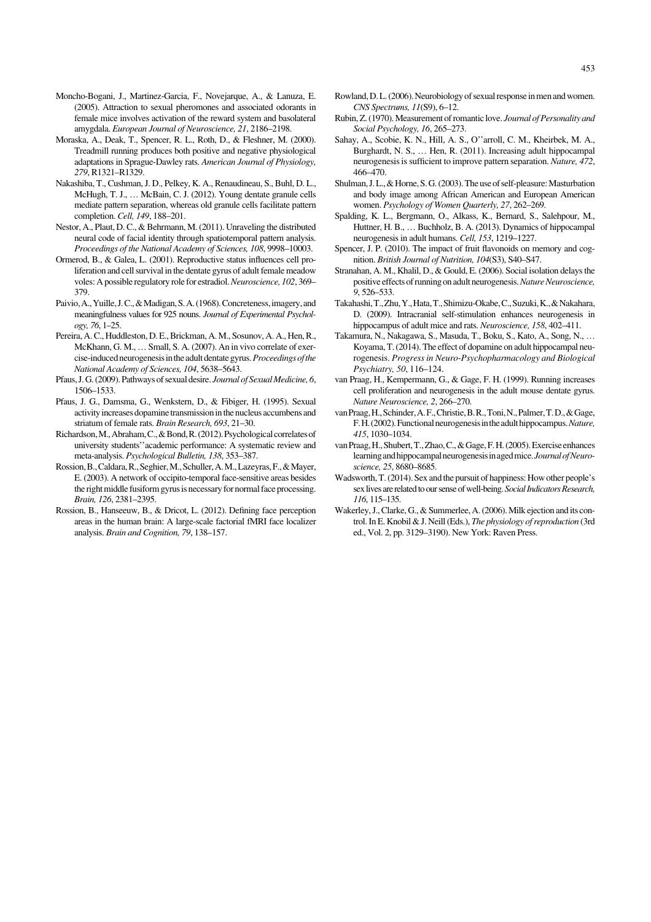Moncho-Bogani, J., Martinez-Garcia, F., Novejarque, A., & Lanuza, E. (2005). Attraction to sexual pheromones and associated odorants in female mice involves activation of the reward system and basolateral amygdala. *European Journal of Neuroscience, 21*, 2186–2198.

Moraska, A., Deak, T., Spencer, R. L., Roth, D., & Fleshner, M. (2000). Treadmill running produces both positive and negative physiological adaptations in Sprague-Dawley rats. *American Journal of Physiology, 279*, R1321–R1329.

Nakashiba, T., Cushman, J. D., Pelkey, K. A., Renaudineau, S., Buhl, D. L., McHugh, T. J., … McBain, C. J. (2012). Young dentate granule cells mediate pattern separation, whereas old granule cells facilitate pattern completion. *Cell, 149*, 188–201.

Nestor, A., Plaut, D. C., & Behrmann, M. (2011). Unraveling the distributed neural code of facial identity through spatiotemporal pattern analysis. *Proceedings of the National Academy of Sciences, 108*, 9998–10003.

Ormerod, B., & Galea, L. (2001). Reproductive status influences cell proliferation and cell survival in the dentate gyrus of adult female meadow voles: A possible regulatory role for estradiol. *Neuroscience, 102*, 369–379.

Paivio, A., Yuille, J. C., & Madigan, S. A. (1968). Concreteness, imagery, and meaningfulness values for 925 nouns. *Journal of Experimental Psychology, 76*, 1–25.

Pereira, A. C., Huddleston, D. E., Brickman, A. M., Sosunov, A. A., Hen, R., McKhann, G. M., … Small, S. A. (2007). An in vivo correlate of exercise-induced neurogenesis in the adult dentate gyrus. *Proceedings of the National Academy of Sciences, 104*, 5638–5643.

Pfaus, J. G. (2009). Pathways of sexual desire. *Journal of Sexual Medicine, 6*, 1506–1533.

Pfaus, J. G., Damsma, G., Wenkstern, D., & Fibiger, H. (1995). Sexual activity increases dopamine transmission in the nucleus accumbens and striatum of female rats. *Brain Research, 693*, 21–30.

Richardson, M., Abraham, C., & Bond, R. (2012). Psychological correlates of university students'' academic performance: A systematic review and meta-analysis. *Psychological Bulletin, 138*, 353–387.

Rossion, B., Caldara, R., Seghier, M., Schuller, A. M., Lazeyras, F., & Mayer, E. (2003). A network of occipito-temporal face-sensitive areas besides the right middle fusiform gyrus is necessary for normal face processing. *Brain, 126*, 2381–2395.

Rossion, B., Hanseeuw, B., & Dricot, L. (2012). Defining face perception areas in the human brain: A large-scale factorial fMRI face localizer analysis. *Brain and Cognition, 79*, 138–157.

Rowland, D. L. (2006). Neurobiology of sexual response in men and women. *CNS Spectrums, 11*(S9), 6–12.

Rubin, Z. (1970). Measurement of romantic love. *Journal of Personality and Social Psychology, 16*, 265–273.

Sahay, A., Scobie, K. N., Hill, A. S., O''arroll, C. M., Kheirbek, M. A., Burghardt, N. S., … Hen, R. (2011). Increasing adult hippocampal neurogenesis is sufficient to improve pattern separation. *Nature, 472*, 466–470.

Shulman, J. L., & Horne, S. G. (2003). The use of self-pleasure: Masturbation and body image among African American and European American women. *Psychology of Women Quarterly, 27*, 262–269.

Spalding, K. L., Bergmann, O., Alkass, K., Bernard, S., Salehpour, M., Huttner, H. B., … Buchholz, B. A. (2013). Dynamics of hippocampal neurogenesis in adult humans. *Cell, 153*, 1219–1227.

Spencer, J. P. (2010). The impact of fruit flavonoids on memory and cognition. *British Journal of Nutrition, 104*(S3), S40–S47.

Stranahan, A. M., Khalil, D., & Gould, E. (2006). Social isolation delays the positive effects of running on adult neurogenesis. *Nature Neuroscience, 9*, 526–533.

Takahashi, T., Zhu, Y., Hata, T., Shimizu-Okabe, C., Suzuki, K., & Nakahara, D. (2009). Intracranial self-stimulation enhances neurogenesis in hippocampus of adult mice and rats. *Neuroscience, 158*, 402–411.

Takamura, N., Nakagawa, S., Masuda, T., Boku, S., Kato, A., Song, N., … Koyama, T. (2014). The effect of dopamine on adult hippocampal neurogenesis. *Progress in Neuro-Psychopharmacology and Biological Psychiatry, 50*, 116–124.

van Praag, H., Kempermann, G., & Gage, F. H. (1999). Running increases cell proliferation and neurogenesis in the adult mouse dentate gyrus. *Nature Neuroscience, 2*, 266–270.

van Praag, H., Schinder, A. F., Christie, B. R., Toni, N., Palmer, T. D., & Gage, F. H. (2002). Functional neurogenesis in the adult hippocampus. *Nature, 415*, 1030–1034.

van Praag, H., Shubert, T., Zhao, C., & Gage, F. H. (2005). Exercise enhances learning and hippocampal neurogenesis in aged mice. *Journal of Neuroscience, 25*, 8680–8685.

Wadsworth, T. (2014). Sex and the pursuit of happiness: How other people's sex lives are related to our sense of well-being. *Social Indicators Research, 116*, 115–135.

Wakerley, J., Clarke, G., & Summerlee, A. (2006). Milk ejection and its control. In E. Knobil & J. Neill (Eds.), *The physiology of reproduction* (3rd ed., Vol. 2, pp. 3129–3190). New York: Raven Press.